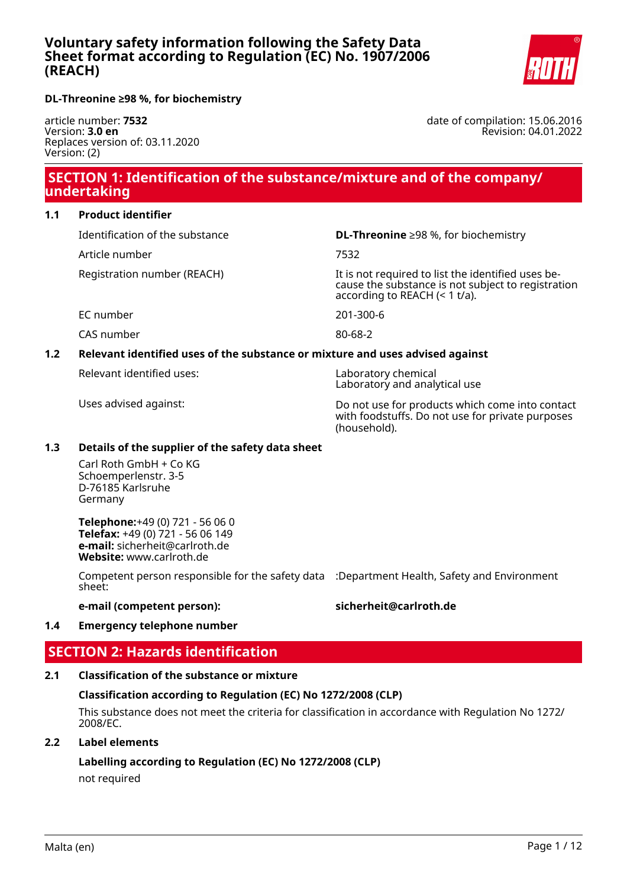# Voluntary safety information following the Safety Data Sheet format according to Regulation (EC) No. 1907/2006 (REACH)

**DL-Threonine ≥98 %, for biochemistry**

article number: **7532**
Version: **3.0 en**
Replaces version of: 03.11.2020
Version: (2)

date of compilation: 15.06.2016
Revision: 04.01.2022

## SECTION 1: Identification of the substance/mixture and of the company/ undertaking

### 1.1 Product identifier

| | |
|---|---|
| Identification of the substance | **DL-Threonine** ≥98 %, for biochemistry |
| Article number | 7532 |
| Registration number (REACH) | It is not required to list the identified uses because the substance is not subject to registration according to REACH (< 1 t/a). |
| EC number | 201-300-6 |
| CAS number | 80-68-2 |

### 1.2 Relevant identified uses of the substance or mixture and uses advised against

| | |
|---|---|
| Relevant identified uses: | Laboratory chemical<br>Laboratory and analytical use |
| Uses advised against: | Do not use for products which come into contact with foodstuffs. Do not use for private purposes (household). |

### 1.3 Details of the supplier of the safety data sheet

Carl Roth GmbH + Co KG
Schoemperlenstr. 3-5
D-76185 Karlsruhe
Germany

**Telephone:**+49 (0) 721 - 56 06 0
**Telefax:** +49 (0) 721 - 56 06 149
**e-mail:** sicherheit@carlroth.de
**Website:** www.carlroth.de

Competent person responsible for the safety data sheet: :Department Health, Safety and Environment

**e-mail (competent person):** **sicherheit@carlroth.de**

### 1.4 Emergency telephone number

## SECTION 2: Hazards identification

### 2.1 Classification of the substance or mixture

**Classification according to Regulation (EC) No 1272/2008 (CLP)**

This substance does not meet the criteria for classification in accordance with Regulation No 1272/ 2008/EC.

### 2.2 Label elements

**Labelling according to Regulation (EC) No 1272/2008 (CLP)**

not required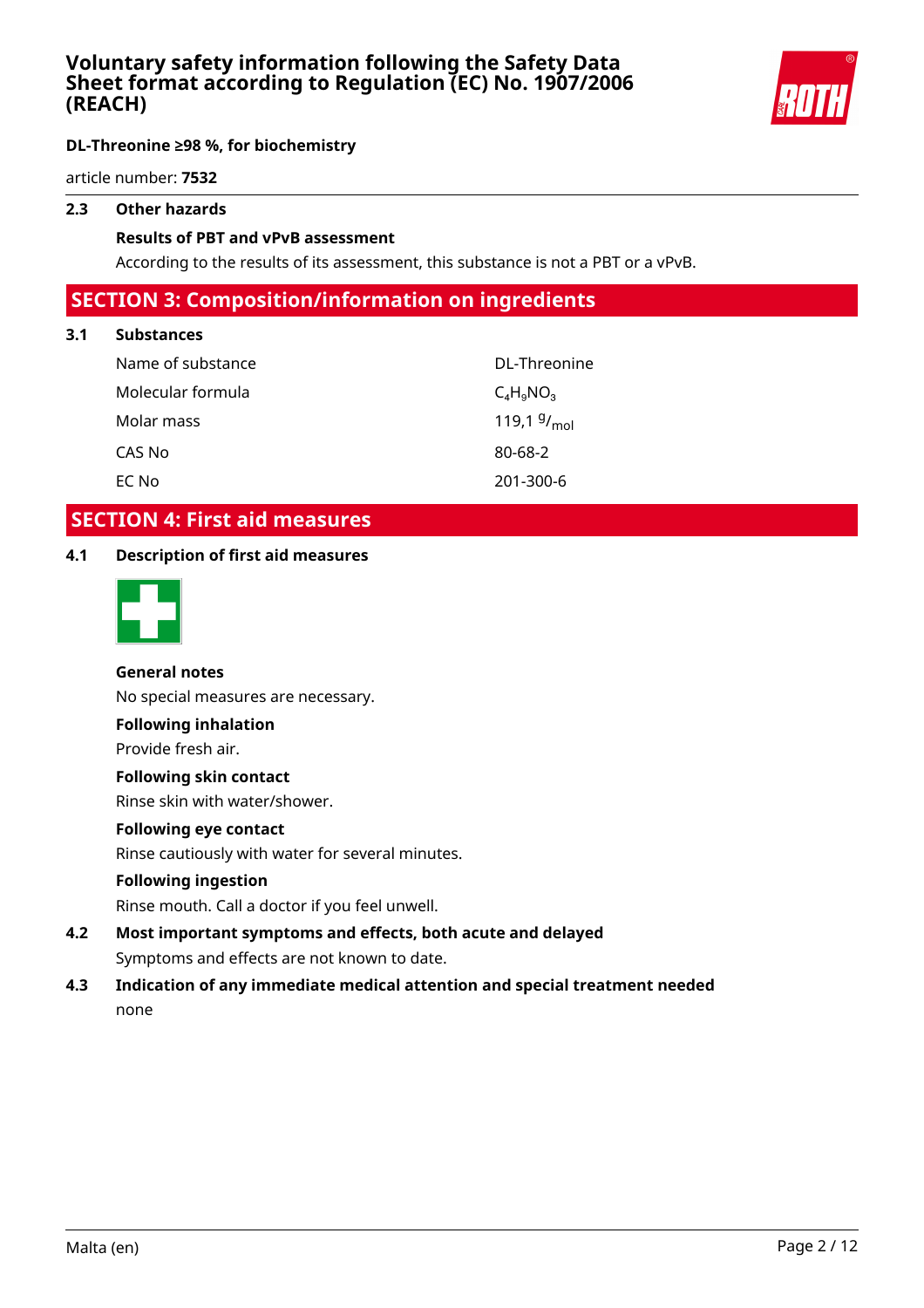### 2.3 Other hazards

**Results of PBT and vPvB assessment**

According to the results of its assessment, this substance is not a PBT or a vPvB.

## SECTION 3: Composition/information on ingredients

### 3.1 Substances

| | |
|---|---|
| Name of substance | DL-Threonine |
| Molecular formula | $C_4H_9NO_3$ |
| Molar mass | 119,1 $^{g}/_{mol}$ |
| CAS No | 80-68-2 |
| EC No | 201-300-6 |

## SECTION 4: First aid measures

### 4.1 Description of first aid measures

**General notes**

No special measures are necessary.

**Following inhalation**

Provide fresh air.

**Following skin contact**

Rinse skin with water/shower.

**Following eye contact**

Rinse cautiously with water for several minutes.

**Following ingestion**

Rinse mouth. Call a doctor if you feel unwell.

### 4.2 Most important symptoms and effects, both acute and delayed

Symptoms and effects are not known to date.

### 4.3 Indication of any immediate medical attention and special treatment needed

none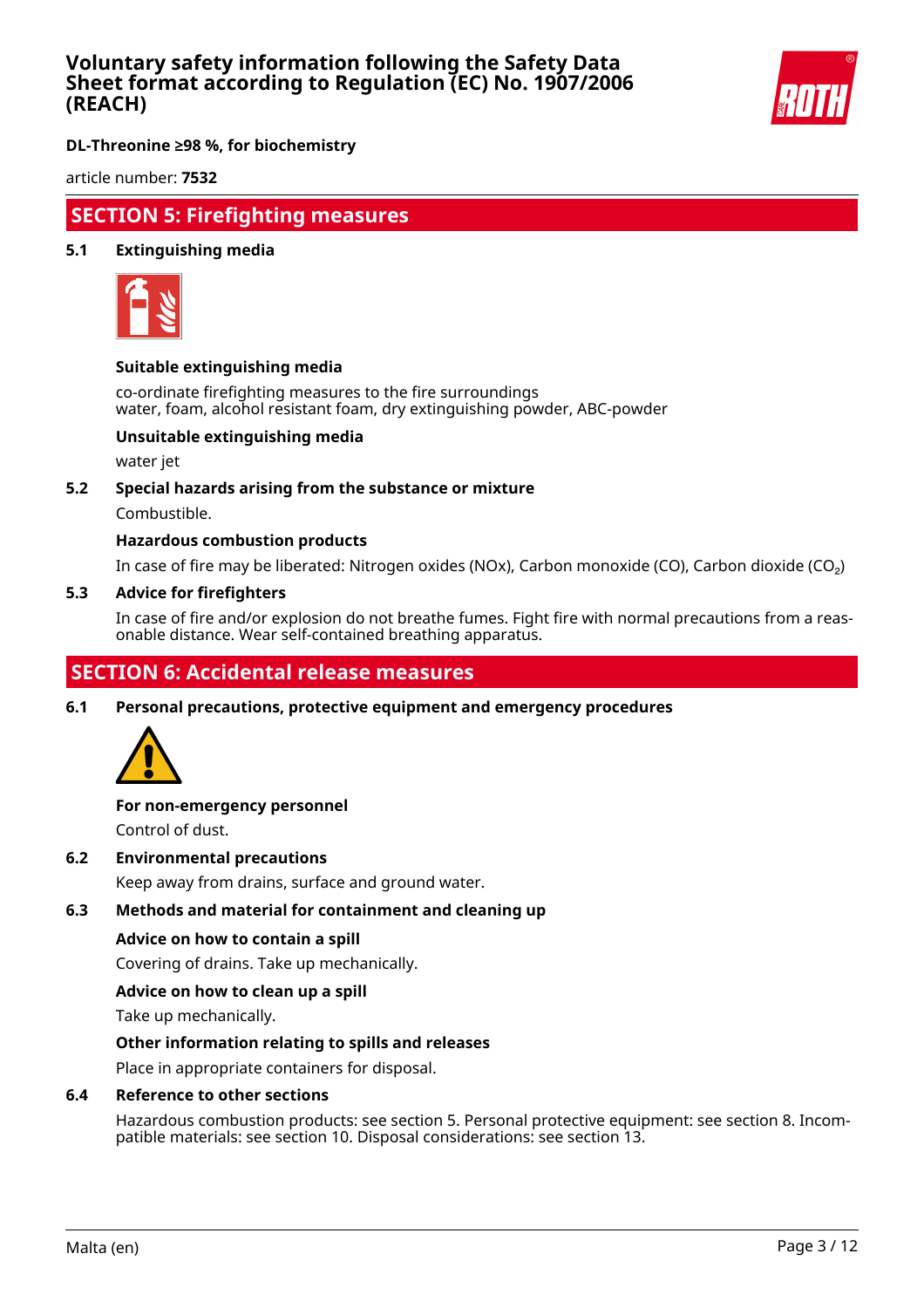## SECTION 5: Firefighting measures

### 5.1 Extinguishing media

**Suitable extinguishing media**

co-ordinate firefighting measures to the fire surroundings
water, foam, alcohol resistant foam, dry extinguishing powder, ABC-powder

**Unsuitable extinguishing media**

water jet

### 5.2 Special hazards arising from the substance or mixture

Combustible.

**Hazardous combustion products**

In case of fire may be liberated: Nitrogen oxides (NOx), Carbon monoxide (CO), Carbon dioxide ($CO_2$)

### 5.3 Advice for firefighters

In case of fire and/or explosion do not breathe fumes. Fight fire with normal precautions from a reasonable distance. Wear self-contained breathing apparatus.

## SECTION 6: Accidental release measures

### 6.1 Personal precautions, protective equipment and emergency procedures

**For non-emergency personnel**

Control of dust.

### 6.2 Environmental precautions

Keep away from drains, surface and ground water.

### 6.3 Methods and material for containment and cleaning up

**Advice on how to contain a spill**

Covering of drains. Take up mechanically.

**Advice on how to clean up a spill**

Take up mechanically.

**Other information relating to spills and releases**

Place in appropriate containers for disposal.

### 6.4 Reference to other sections

Hazardous combustion products: see section 5. Personal protective equipment: see section 8. Incompatible materials: see section 10. Disposal considerations: see section 13.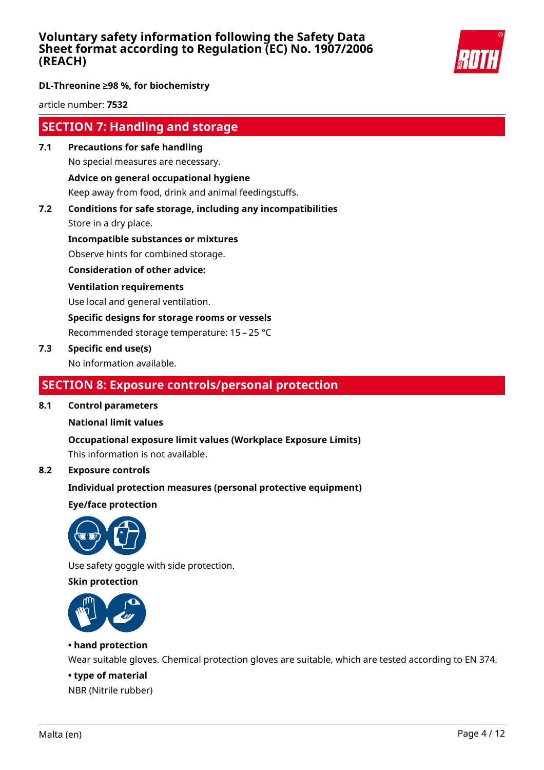## SECTION 7: Handling and storage

**7.1 Precautions for safe handling**

No special measures are necessary.

**Advice on general occupational hygiene**

Keep away from food, drink and animal feedingstuffs.

**7.2 Conditions for safe storage, including any incompatibilities**

Store in a dry place.

**Incompatible substances or mixtures**

Observe hints for combined storage.

**Consideration of other advice:**

**Ventilation requirements**

Use local and general ventilation.

**Specific designs for storage rooms or vessels**

Recommended storage temperature: 15 – 25 °C

**7.3 Specific end use(s)**

No information available.

## SECTION 8: Exposure controls/personal protection

**8.1 Control parameters**

**National limit values**

**Occupational exposure limit values (Workplace Exposure Limits)**

This information is not available.

**8.2 Exposure controls**

**Individual protection measures (personal protective equipment)**

**Eye/face protection**

Use safety goggle with side protection.

**Skin protection**

**• hand protection**

Wear suitable gloves. Chemical protection gloves are suitable, which are tested according to EN 374.

**• type of material**

NBR (Nitrile rubber)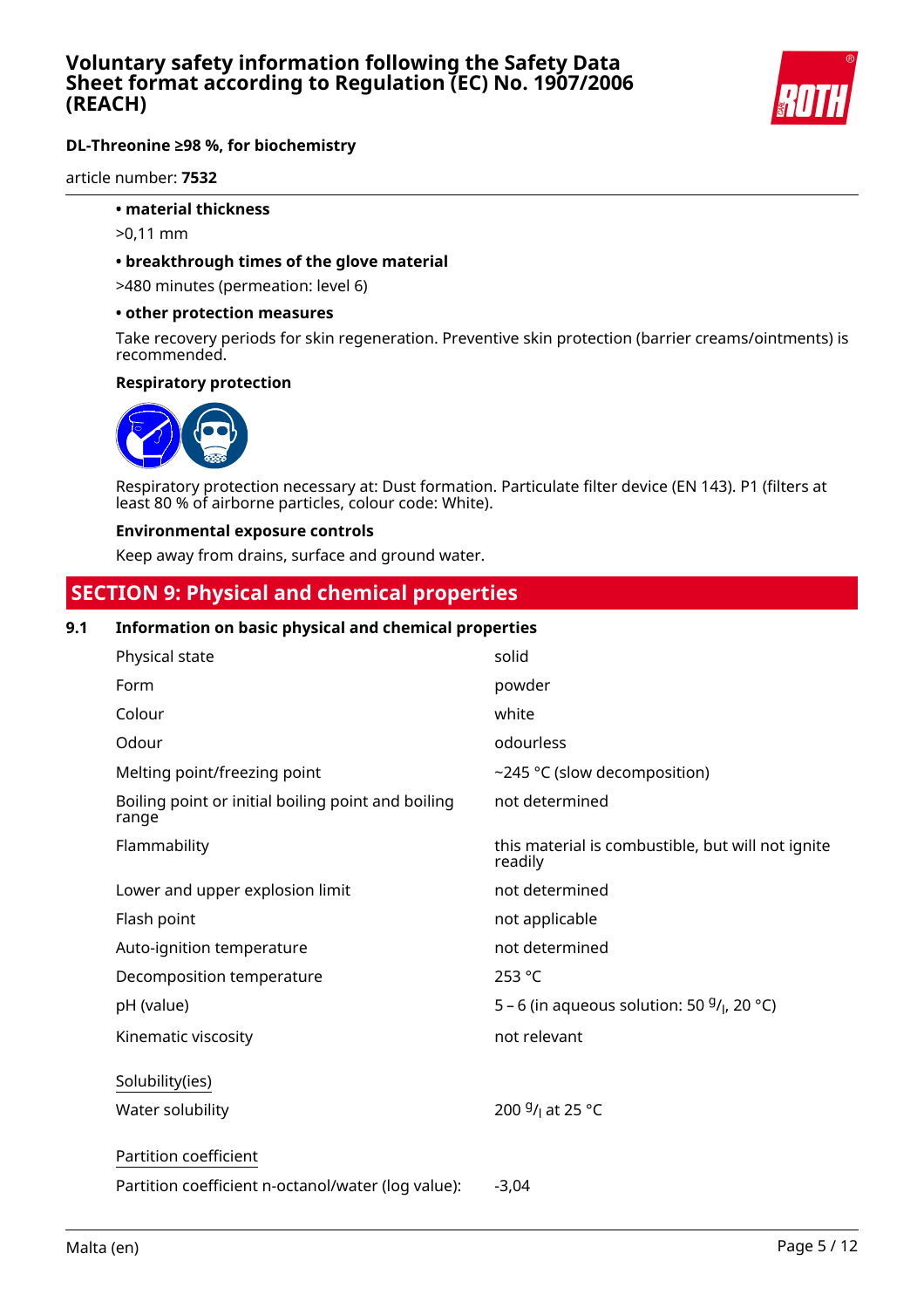- **material thickness**

  >0,11 mm

- **breakthrough times of the glove material**

  >480 minutes (permeation: level 6)

- **other protection measures**

  Take recovery periods for skin regeneration. Preventive skin protection (barrier creams/ointments) is recommended.

**Respiratory protection**

Respiratory protection necessary at: Dust formation. Particulate filter device (EN 143). P1 (filters at least 80 % of airborne particles, colour code: White).

**Environmental exposure controls**

Keep away from drains, surface and ground water.

## SECTION 9: Physical and chemical properties

### 9.1 Information on basic physical and chemical properties

| | |
|---|---|
| Physical state | solid |
| Form | powder |
| Colour | white |
| Odour | odourless |
| Melting point/freezing point | ~245 °C (slow decomposition) |
| Boiling point or initial boiling point and boiling range | not determined |
| Flammability | this material is combustible, but will not ignite readily |
| Lower and upper explosion limit | not determined |
| Flash point | not applicable |
| Auto-ignition temperature | not determined |
| Decomposition temperature | 253 °C |
| pH (value) | 5 – 6 (in aqueous solution: 50 $^{g}/_{l}$, 20 °C) |
| Kinematic viscosity | not relevant |

Solubility(ies)

| | |
|---|---|
| Water solubility | 200 $^{g}/_{l}$ at 25 °C |

Partition coefficient

| | |
|---|---|
| Partition coefficient n-octanol/water (log value): | -3,04 |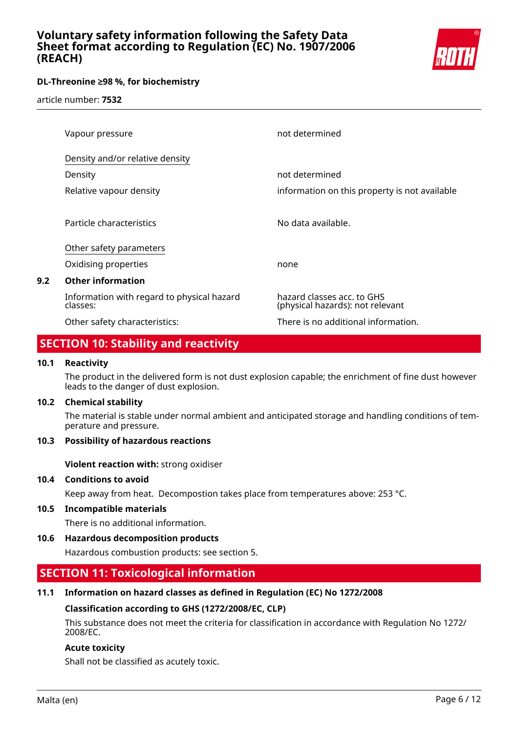| | |
|---|---|
| Vapour pressure | not determined |
| Density and/or relative density | |
| Density | not determined |
| Relative vapour density | information on this property is not available |
| Particle characteristics | No data available. |
| Other safety parameters | |
| Oxidising properties | none |

**9.2 Other information**

| | |
|---|---|
| Information with regard to physical hazard classes: | hazard classes acc. to GHS (physical hazards): not relevant |
| Other safety characteristics: | There is no additional information. |

## SECTION 10: Stability and reactivity

**10.1 Reactivity**

The product in the delivered form is not dust explosion capable; the enrichment of fine dust however leads to the danger of dust explosion.

**10.2 Chemical stability**

The material is stable under normal ambient and anticipated storage and handling conditions of temperature and pressure.

**10.3 Possibility of hazardous reactions**

**Violent reaction with:** strong oxidiser

**10.4 Conditions to avoid**

Keep away from heat. Decompostion takes place from temperatures above: 253 °C.

**10.5 Incompatible materials**

There is no additional information.

**10.6 Hazardous decomposition products**

Hazardous combustion products: see section 5.

## SECTION 11: Toxicological information

**11.1 Information on hazard classes as defined in Regulation (EC) No 1272/2008**

**Classification according to GHS (1272/2008/EC, CLP)**

This substance does not meet the criteria for classification in accordance with Regulation No 1272/2008/EC.

**Acute toxicity**

Shall not be classified as acutely toxic.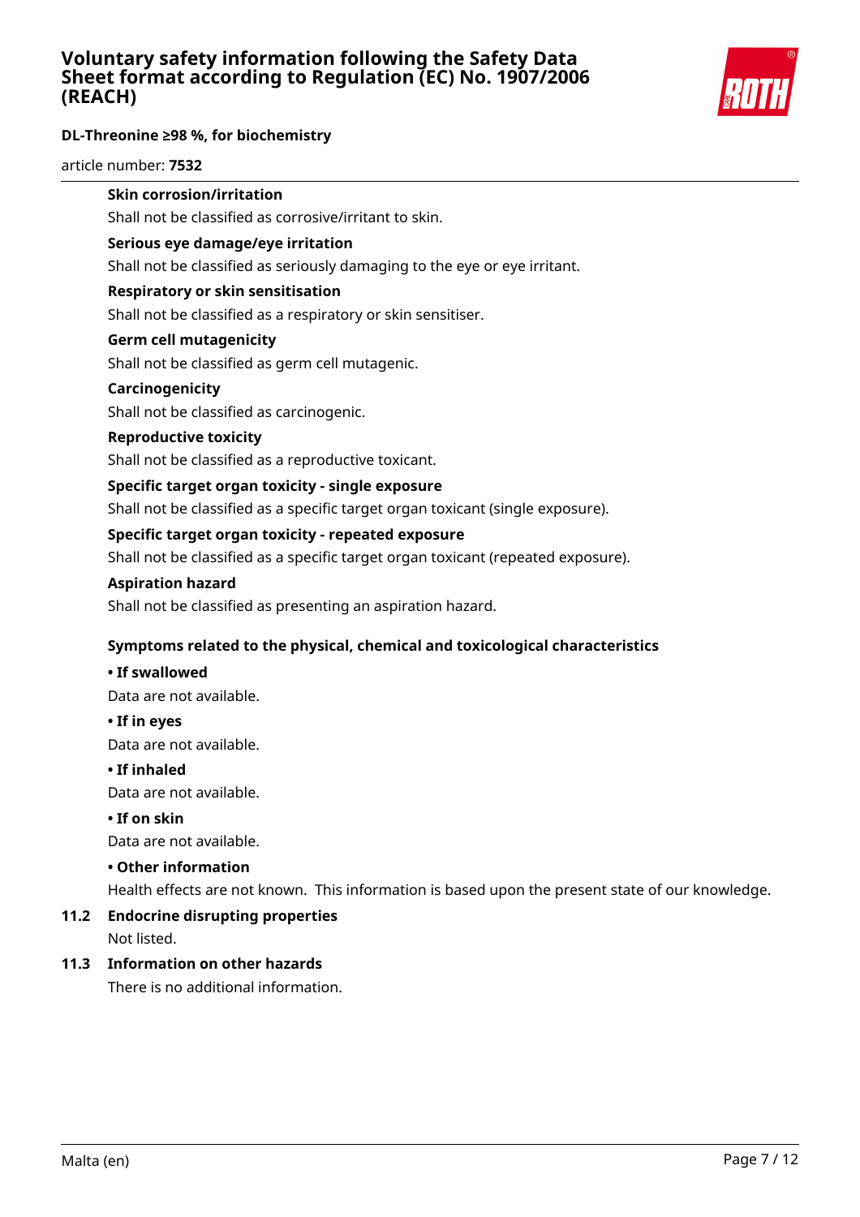**Skin corrosion/irritation**

Shall not be classified as corrosive/irritant to skin.

**Serious eye damage/eye irritation**

Shall not be classified as seriously damaging to the eye or eye irritant.

**Respiratory or skin sensitisation**

Shall not be classified as a respiratory or skin sensitiser.

**Germ cell mutagenicity**

Shall not be classified as germ cell mutagenic.

**Carcinogenicity**

Shall not be classified as carcinogenic.

**Reproductive toxicity**

Shall not be classified as a reproductive toxicant.

**Specific target organ toxicity - single exposure**

Shall not be classified as a specific target organ toxicant (single exposure).

**Specific target organ toxicity - repeated exposure**

Shall not be classified as a specific target organ toxicant (repeated exposure).

**Aspiration hazard**

Shall not be classified as presenting an aspiration hazard.

**Symptoms related to the physical, chemical and toxicological characteristics**

**• If swallowed**

Data are not available.

**• If in eyes**

Data are not available.

**• If inhaled**

Data are not available.

**• If on skin**

Data are not available.

**• Other information**

Health effects are not known. This information is based upon the present state of our knowledge.

## 11.2 Endocrine disrupting properties

Not listed.

## 11.3 Information on other hazards

There is no additional information.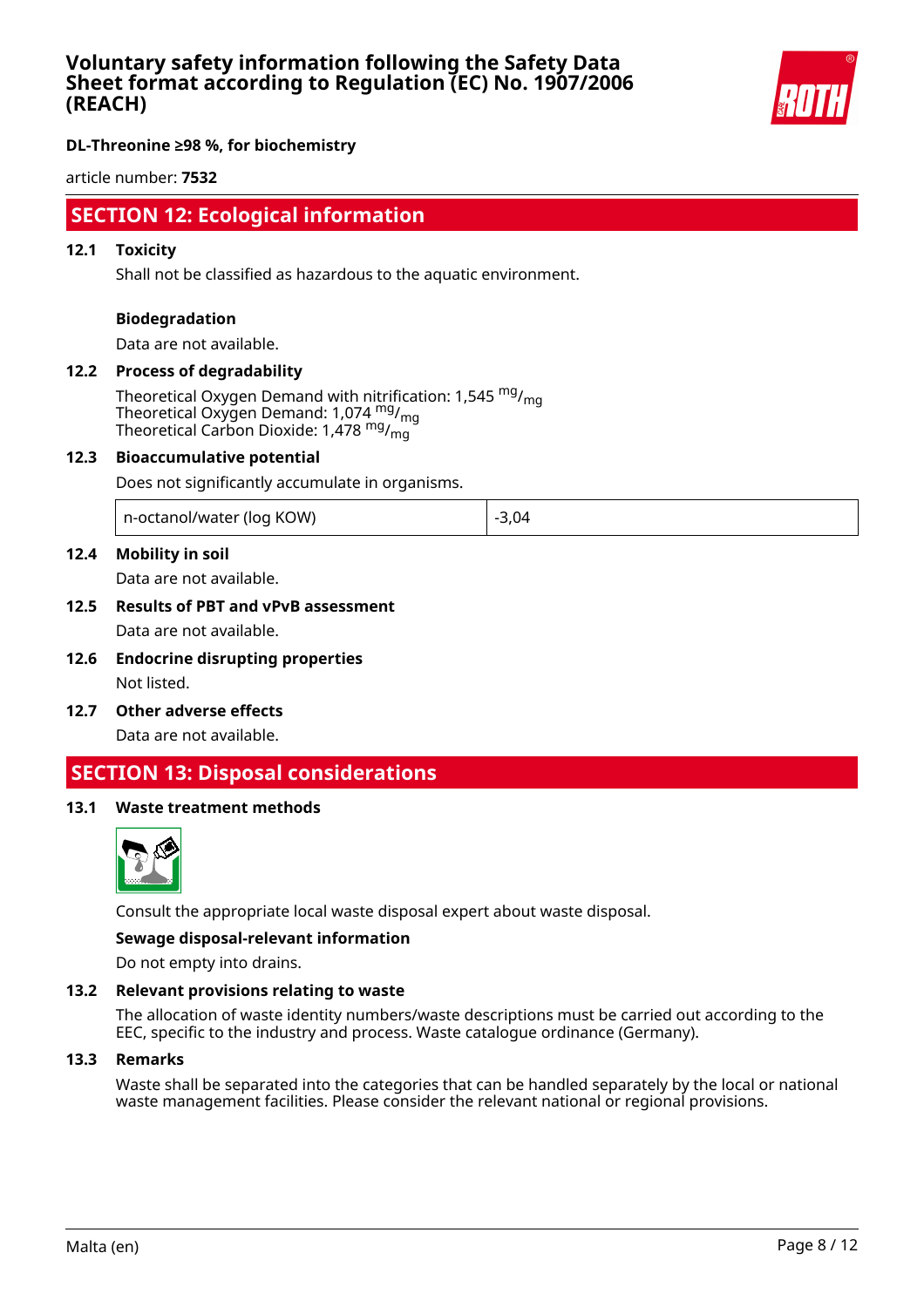## SECTION 12: Ecological information

### 12.1 Toxicity

Shall not be classified as hazardous to the aquatic environment.

**Biodegradation**

Data are not available.

### 12.2 Process of degradability

Theoretical Oxygen Demand with nitrification: 1,545 $^{mg}/_{mg}$
Theoretical Oxygen Demand: 1,074 $^{mg}/_{mg}$
Theoretical Carbon Dioxide: 1,478 $^{mg}/_{mg}$

### 12.3 Bioaccumulative potential

Does not significantly accumulate in organisms.

| n-octanol/water (log KOW) | -3,04 |
|---|---|

### 12.4 Mobility in soil

Data are not available.

### 12.5 Results of PBT and vPvB assessment

Data are not available.

### 12.6 Endocrine disrupting properties

Not listed.

### 12.7 Other adverse effects

Data are not available.

## SECTION 13: Disposal considerations

### 13.1 Waste treatment methods

Consult the appropriate local waste disposal expert about waste disposal.

**Sewage disposal-relevant information**

Do not empty into drains.

### 13.2 Relevant provisions relating to waste

The allocation of waste identity numbers/waste descriptions must be carried out according to the EEC, specific to the industry and process. Waste catalogue ordinance (Germany).

### 13.3 Remarks

Waste shall be separated into the categories that can be handled separately by the local or national waste management facilities. Please consider the relevant national or regional provisions.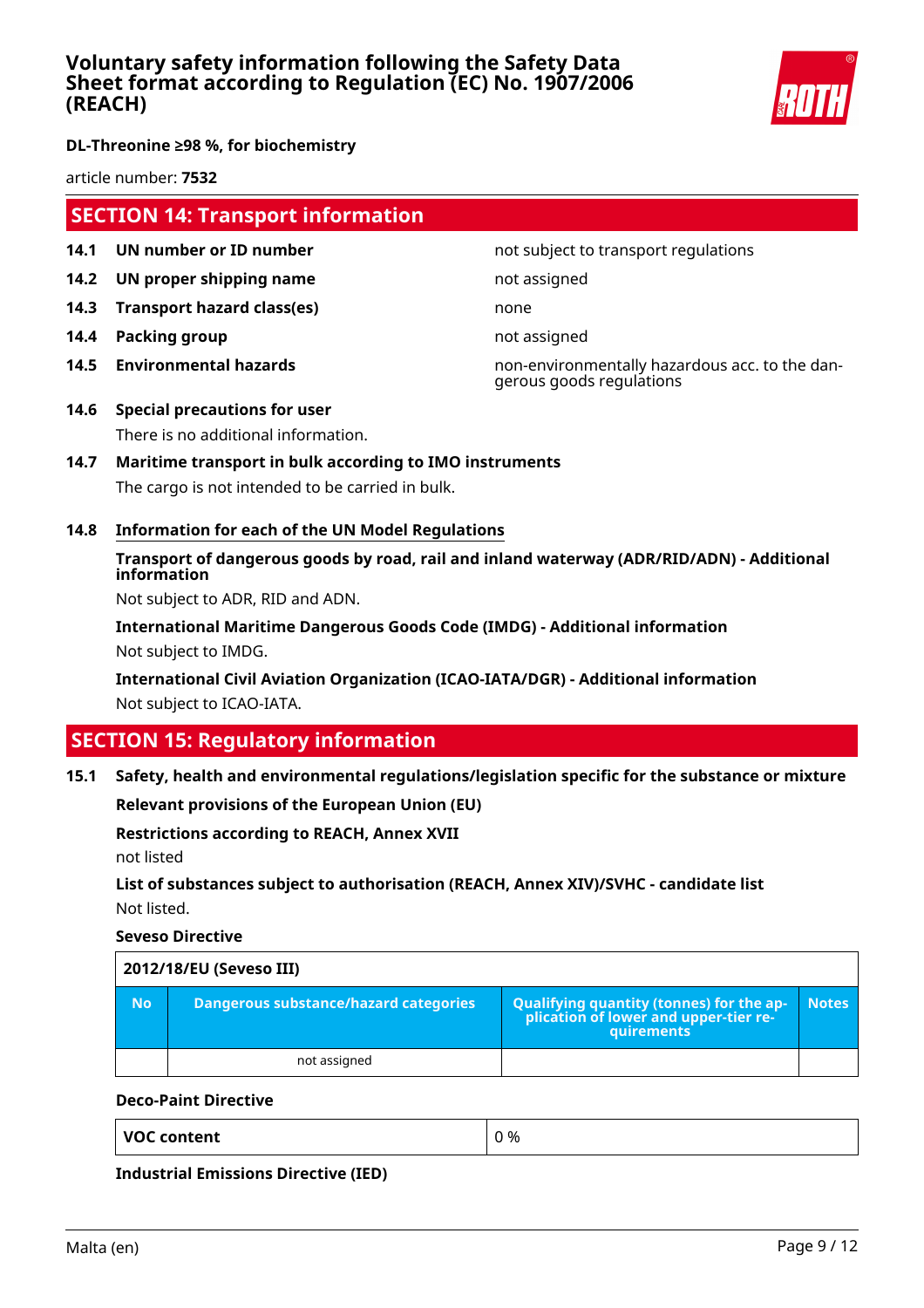## SECTION 14: Transport information

| | | |
|---|---|---|
| **14.1** | **UN number or ID number** | not subject to transport regulations |
| **14.2** | **UN proper shipping name** | not assigned |
| **14.3** | **Transport hazard class(es)** | none |
| **14.4** | **Packing group** | not assigned |
| **14.5** | **Environmental hazards** | non-environmentally hazardous acc. to the dangerous goods regulations |

**14.6 Special precautions for user**

There is no additional information.

**14.7 Maritime transport in bulk according to IMO instruments**

The cargo is not intended to be carried in bulk.

**14.8 Information for each of the UN Model Regulations**

**Transport of dangerous goods by road, rail and inland waterway (ADR/RID/ADN) - Additional information**

Not subject to ADR, RID and ADN.

**International Maritime Dangerous Goods Code (IMDG) - Additional information**

Not subject to IMDG.

**International Civil Aviation Organization (ICAO-IATA/DGR) - Additional information**

Not subject to ICAO-IATA.

## SECTION 15: Regulatory information

**15.1 Safety, health and environmental regulations/legislation specific for the substance or mixture**

**Relevant provisions of the European Union (EU)**

**Restrictions according to REACH, Annex XVII**

not listed

**List of substances subject to authorisation (REACH, Annex XIV)/SVHC - candidate list**

Not listed.

**Seveso Directive**

| 2012/18/EU (Seveso III) | | | |
|---|---|---|---|
| **No** | **Dangerous substance/hazard categories** | **Qualifying quantity (tonnes) for the application of lower and upper-tier requirements** | **Notes** |
| | not assigned | | |

**Deco-Paint Directive**

| | |
|---|---|
| **VOC content** | 0 % |

**Industrial Emissions Directive (IED)**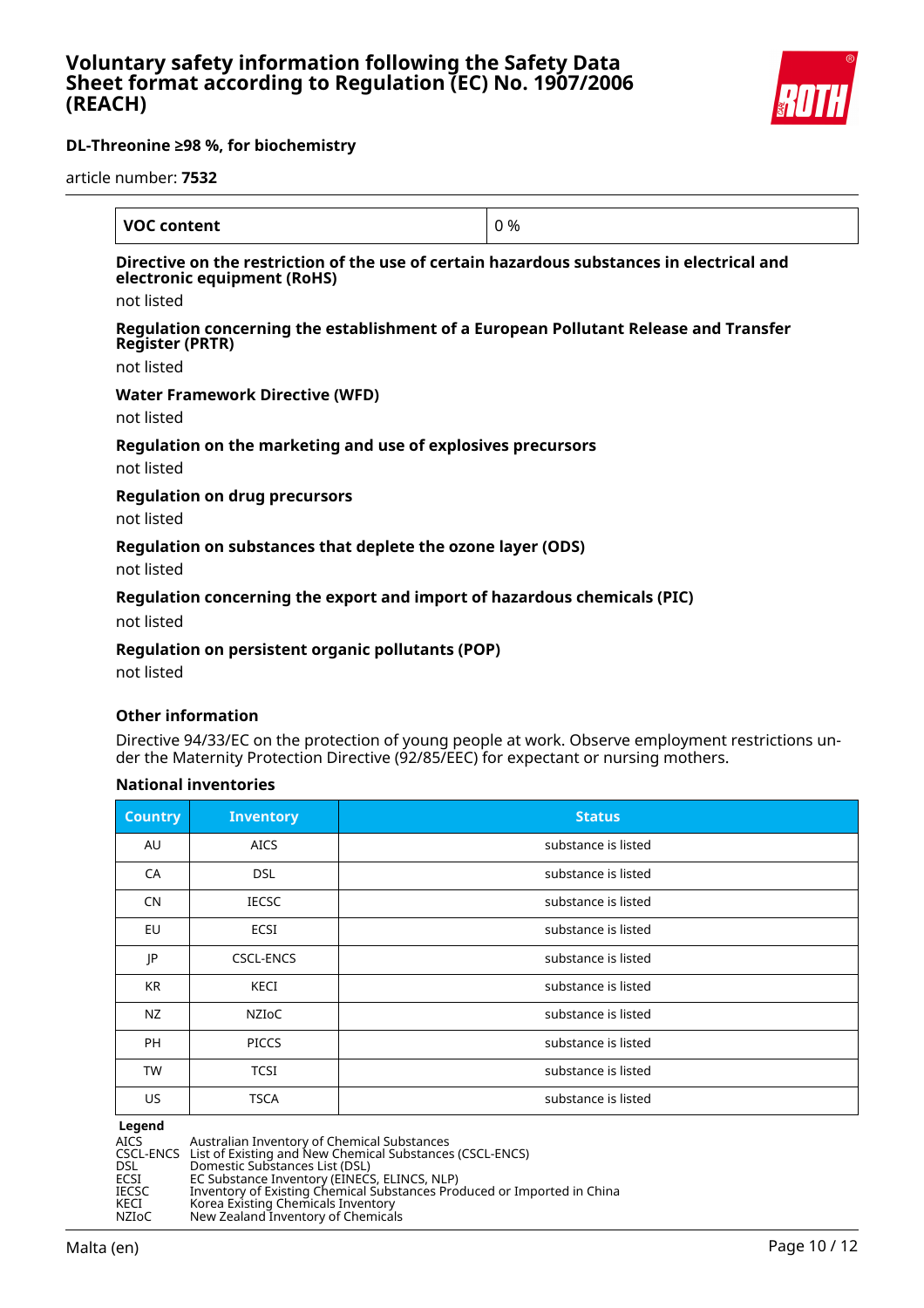| VOC content | 0 % |
|---|---|

**Directive on the restriction of the use of certain hazardous substances in electrical and electronic equipment (RoHS)**

not listed

**Regulation concerning the establishment of a European Pollutant Release and Transfer Register (PRTR)**

not listed

**Water Framework Directive (WFD)**

not listed

**Regulation on the marketing and use of explosives precursors**

not listed

**Regulation on drug precursors**

not listed

**Regulation on substances that deplete the ozone layer (ODS)**

not listed

**Regulation concerning the export and import of hazardous chemicals (PIC)**

not listed

**Regulation on persistent organic pollutants (POP)**

not listed

**Other information**

Directive 94/33/EC on the protection of young people at work. Observe employment restrictions under the Maternity Protection Directive (92/85/EEC) for expectant or nursing mothers.

**National inventories**

| Country | Inventory | Status |
|---|---|---|
| AU | AICS | substance is listed |
| CA | DSL | substance is listed |
| CN | IECSC | substance is listed |
| EU | ECSI | substance is listed |
| JP | CSCL-ENCS | substance is listed |
| KR | KECI | substance is listed |
| NZ | NZIoC | substance is listed |
| PH | PICCS | substance is listed |
| TW | TCSI | substance is listed |
| US | TSCA | substance is listed |

**Legend**

| | |
|---|---|
| AICS | Australian Inventory of Chemical Substances |
| CSCL-ENCS | List of Existing and New Chemical Substances (CSCL-ENCS) |
| DSL | Domestic Substances List (DSL) |
| ECSI | EC Substance Inventory (EINECS, ELINCS, NLP) |
| IECSC | Inventory of Existing Chemical Substances Produced or Imported in China |
| KECI | Korea Existing Chemicals Inventory |
| NZIoC | New Zealand Inventory of Chemicals |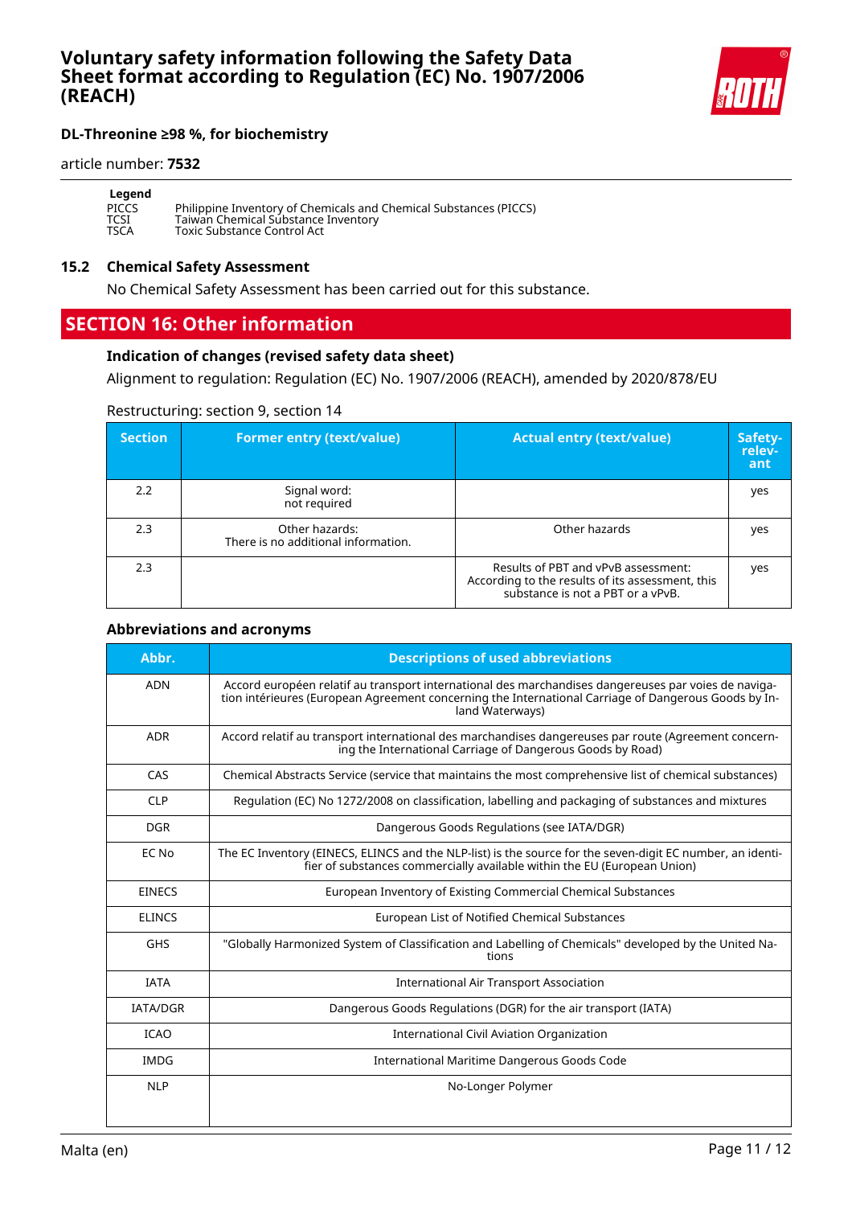**Legend**

| | |
|---|---|
| PICCS | Philippine Inventory of Chemicals and Chemical Substances (PICCS) |
| TCSI | Taiwan Chemical Substance Inventory |
| TSCA | Toxic Substance Control Act |

### 15.2 Chemical Safety Assessment

No Chemical Safety Assessment has been carried out for this substance.

## SECTION 16: Other information

### Indication of changes (revised safety data sheet)

Alignment to regulation: Regulation (EC) No. 1907/2006 (REACH), amended by 2020/878/EU

Restructuring: section 9, section 14

| Section | Former entry (text/value) | Actual entry (text/value) | Safety-relevant |
|---|---|---|---|
| 2.2 | Signal word: not required | | yes |
| 2.3 | Other hazards: There is no additional information. | Other hazards | yes |
| 2.3 | | Results of PBT and vPvB assessment: According to the results of its assessment, this substance is not a PBT or a vPvB. | yes |

### Abbreviations and acronyms

| Abbr. | Descriptions of used abbreviations |
|---|---|
| ADN | Accord européen relatif au transport international des marchandises dangereuses par voies de navigation intérieures (European Agreement concerning the International Carriage of Dangerous Goods by Inland Waterways) |
| ADR | Accord relatif au transport international des marchandises dangereuses par route (Agreement concerning the International Carriage of Dangerous Goods by Road) |
| CAS | Chemical Abstracts Service (service that maintains the most comprehensive list of chemical substances) |
| CLP | Regulation (EC) No 1272/2008 on classification, labelling and packaging of substances and mixtures |
| DGR | Dangerous Goods Regulations (see IATA/DGR) |
| EC No | The EC Inventory (EINECS, ELINCS and the NLP-list) is the source for the seven-digit EC number, an identifier of substances commercially available within the EU (European Union) |
| EINECS | European Inventory of Existing Commercial Chemical Substances |
| ELINCS | European List of Notified Chemical Substances |
| GHS | "Globally Harmonized System of Classification and Labelling of Chemicals" developed by the United Nations |
| IATA | International Air Transport Association |
| IATA/DGR | Dangerous Goods Regulations (DGR) for the air transport (IATA) |
| ICAO | International Civil Aviation Organization |
| IMDG | International Maritime Dangerous Goods Code |
| NLP | No-Longer Polymer |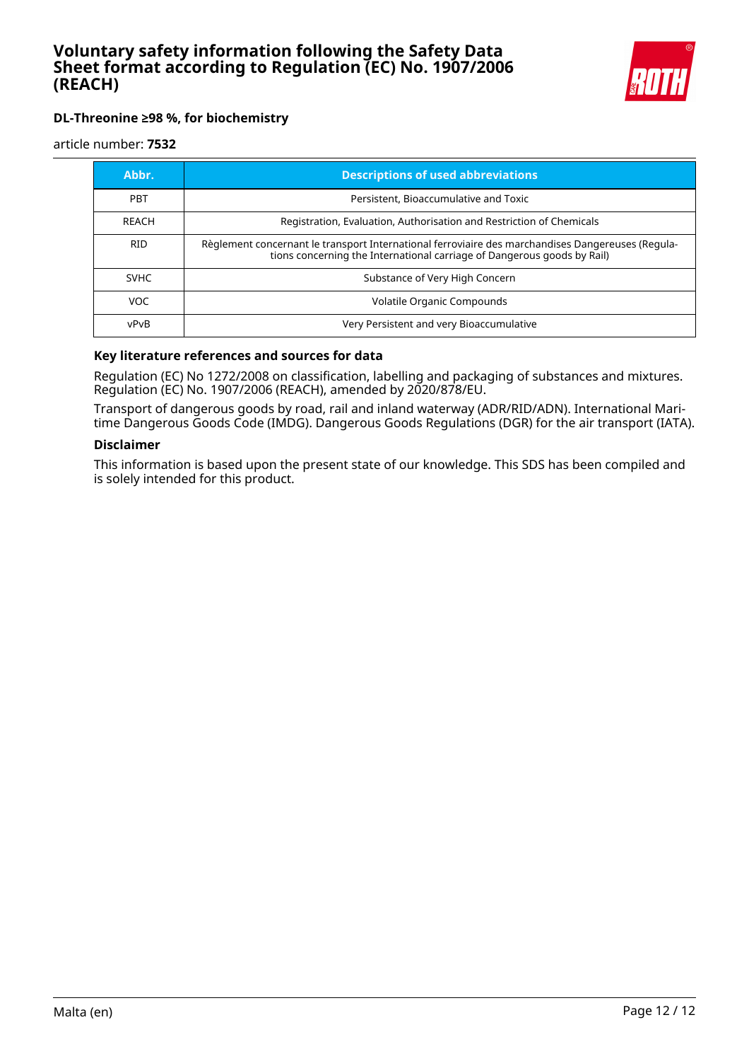| Abbr. | Descriptions of used abbreviations |
| --- | --- |
| PBT | Persistent, Bioaccumulative and Toxic |
| REACH | Registration, Evaluation, Authorisation and Restriction of Chemicals |
| RID | Règlement concernant le transport International ferroviaire des marchandises Dangereuses (Regulations concerning the International carriage of Dangerous goods by Rail) |
| SVHC | Substance of Very High Concern |
| VOC | Volatile Organic Compounds |
| vPvB | Very Persistent and very Bioaccumulative |

### Key literature references and sources for data

Regulation (EC) No 1272/2008 on classification, labelling and packaging of substances and mixtures. Regulation (EC) No. 1907/2006 (REACH), amended by 2020/878/EU.

Transport of dangerous goods by road, rail and inland waterway (ADR/RID/ADN). International Maritime Dangerous Goods Code (IMDG). Dangerous Goods Regulations (DGR) for the air transport (IATA).

### Disclaimer

This information is based upon the present state of our knowledge. This SDS has been compiled and is solely intended for this product.